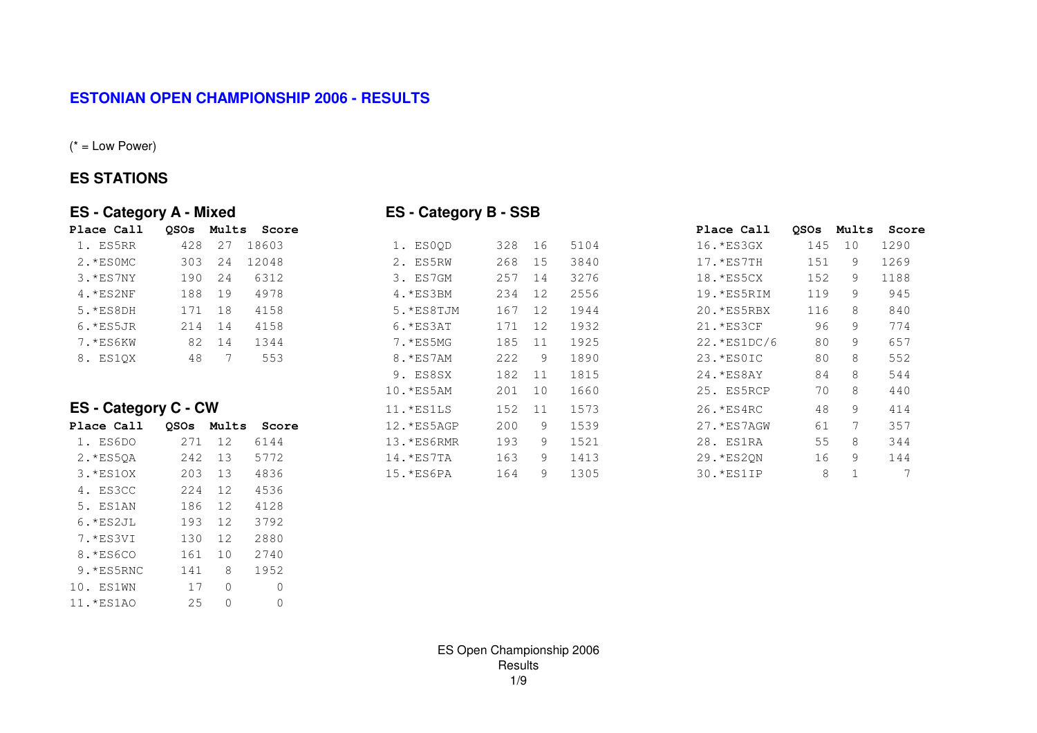# ESTONIAN OPEN CHAMPIONSHIP 2006 - RESULTS

(* = Low Power)

## ES STATIONS

### ES - Category A - Mixed

| Place | Call | QSOs | Mults | Score |
|---|---|---|---|---|
| 1. | ES5RR | 428 | 27 | 18603 |
| 2. | *ES0MC | 303 | 24 | 12048 |
| 3. | *ES7NY | 190 | 24 | 6312 |
| 4. | *ES2NF | 188 | 19 | 4978 |
| 5. | *ES8DH | 171 | 18 | 4158 |
| 6. | *ES5JR | 214 | 14 | 4158 |
| 7. | *ES6KW | 82 | 14 | 1344 |
| 8. | ES1QX | 48 | 7 | 553 |

### ES - Category C - CW

| Place | Call | QSOs | Mults | Score |
|---|---|---|---|---|
| 1. | ES6DO | 271 | 12 | 6144 |
| 2. | *ES5QA | 242 | 13 | 5772 |
| 3. | *ES1OX | 203 | 13 | 4836 |
| 4. | ES3CC | 224 | 12 | 4536 |
| 5. | ES1AN | 186 | 12 | 4128 |
| 6. | *ES2JL | 193 | 12 | 3792 |
| 7. | *ES3VI | 130 | 12 | 2880 |
| 8. | *ES6CO | 161 | 10 | 2740 |
| 9. | *ES5RNC | 141 | 8 | 1952 |
| 10. | ES1WN | 17 | 0 | 0 |
| 11. | *ES1AO | 25 | 0 | 0 |

### ES - Category B - SSB

| Place | Call | QSOs | Mults | Score |
|---|---|---|---|---|
| 1. | ES0QD | 328 | 16 | 5104 |
| 2. | ES5RW | 268 | 15 | 3840 |
| 3. | ES7GM | 257 | 14 | 3276 |
| 4. | *ES3BM | 234 | 12 | 2556 |
| 5. | *ES8TJM | 167 | 12 | 1944 |
| 6. | *ES3AT | 171 | 12 | 1932 |
| 7. | *ES5MG | 185 | 11 | 1925 |
| 8. | *ES7AM | 222 | 9 | 1890 |
| 9. | ES8SX | 182 | 11 | 1815 |
| 10. | *ES5AM | 201 | 10 | 1660 |
| 11. | *ES1LS | 152 | 11 | 1573 |
| 12. | *ES5AGP | 200 | 9 | 1539 |
| 13. | *ES6RMR | 193 | 9 | 1521 |
| 14. | *ES7TA | 163 | 9 | 1413 |
| 15. | *ES6PA | 164 | 9 | 1305 |
| 16. | *ES3GX | 145 | 10 | 1290 |
| 17. | *ES7TH | 151 | 9 | 1269 |
| 18. | *ES5CX | 152 | 9 | 1188 |
| 19. | *ES5RIM | 119 | 9 | 945 |
| 20. | *ES5RBX | 116 | 8 | 840 |
| 21. | *ES3CF | 96 | 9 | 774 |
| 22. | *ES1DC/6 | 80 | 9 | 657 |
| 23. | *ES0IC | 80 | 8 | 552 |
| 24. | *ES8AY | 84 | 8 | 544 |
| 25. | ES5RCP | 70 | 8 | 440 |
| 26. | *ES4RC | 48 | 9 | 414 |
| 27. | *ES7AGW | 61 | 7 | 357 |
| 28. | ES1RA | 55 | 8 | 344 |
| 29. | *ES2QN | 16 | 9 | 144 |
| 30. | *ES1IP | 8 | 1 | 7 |

ES Open Championship 2006
Results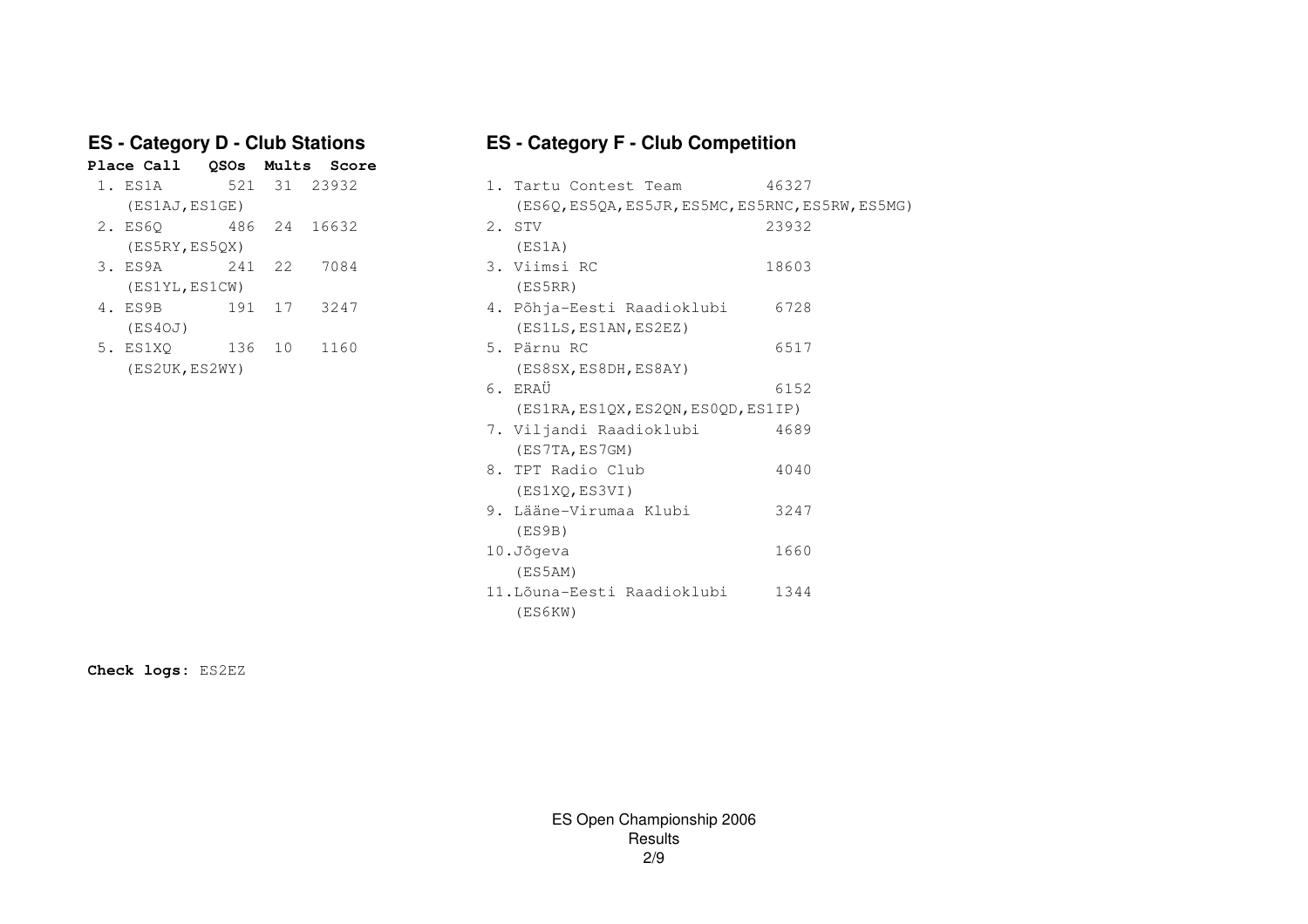## ES - Category D - Club Stations

| Place | Call | QSOs | Mults | Score |
|---|---|---|---|---|
| 1. | ES1A (ES1AJ,ES1GE) | 521 | 31 | 23932 |
| 2. | ES6Q (ES5RY,ES5QX) | 486 | 24 | 16632 |
| 3. | ES9A (ES1YL,ES1CW) | 241 | 22 | 7084 |
| 4. | ES9B (ES4OJ) | 191 | 17 | 3247 |
| 5. | ES1XQ (ES2UK,ES2WY) | 136 | 10 | 1160 |

## ES - Category F - Club Competition

| Place | Club | Score |
|---|---|---|
| 1. | Tartu Contest Team (ES6Q,ES5QA,ES5JR,ES5MC,ES5RNC,ES5RW,ES5MG) | 46327 |
| 2. | STV (ES1A) | 23932 |
| 3. | Viimsi RC (ES5RR) | 18603 |
| 4. | Põhja-Eesti Raadioklubi (ES1LS,ES1AN,ES2EZ) | 6728 |
| 5. | Pärnu RC (ES8SX,ES8DH,ES8AY) | 6517 |
| 6. | ERAÜ (ES1RA,ES1QX,ES2QN,ES0QD,ES1IP) | 6152 |
| 7. | Viljandi Raadioklubi (ES7TA,ES7GM) | 4689 |
| 8. | TPT Radio Club (ES1XQ,ES3VI) | 4040 |
| 9. | Lääne-Virumaa Klubi (ES9B) | 3247 |
| 10. | Jõgeva (ES5AM) | 1660 |
| 11. | Lõuna-Eesti Raadioklubi (ES6KW) | 1344 |

**Check logs:** ES2EZ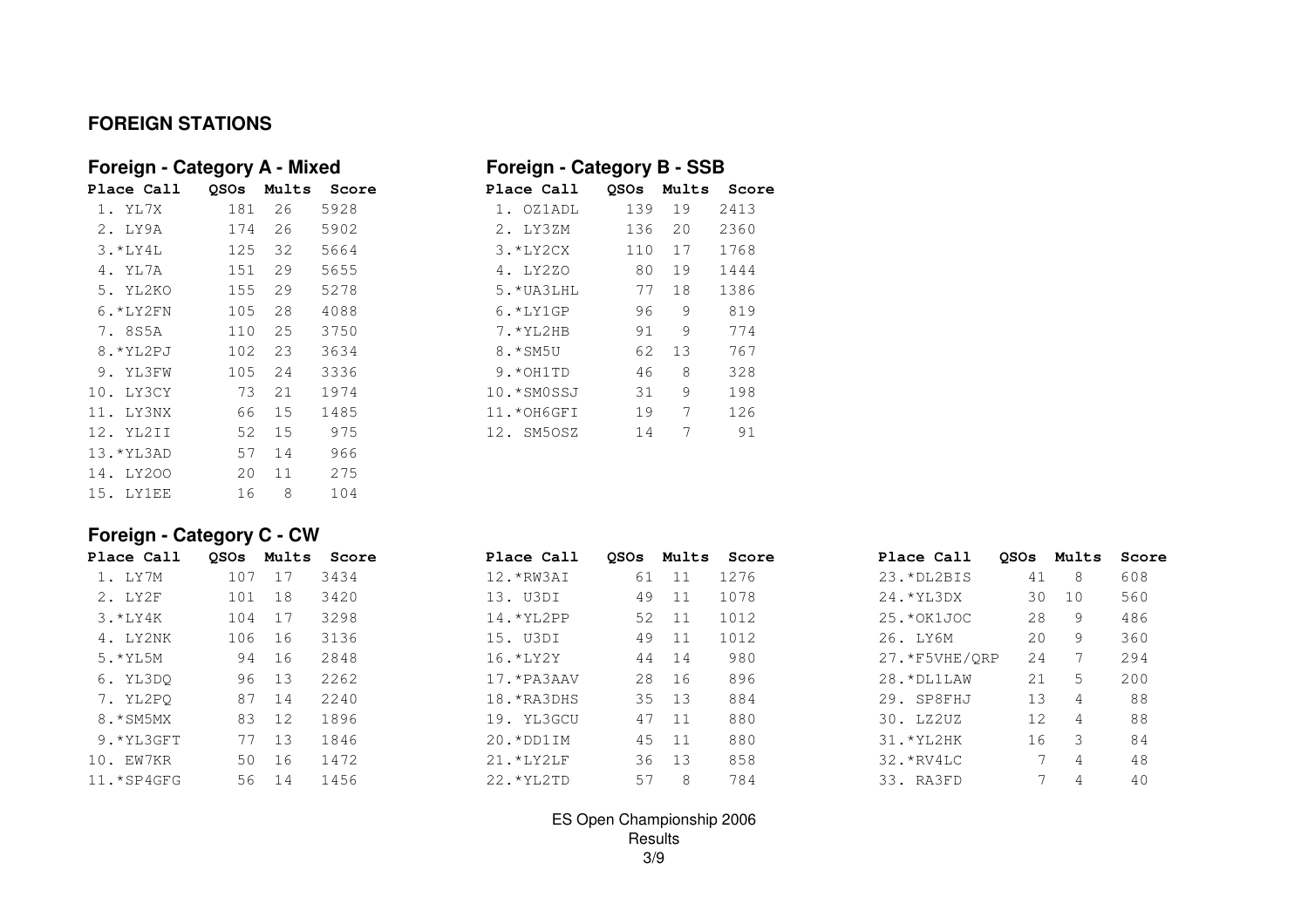## FOREIGN STATIONS

### Foreign - Category A - Mixed

| Place | Call | QSOs | Mults | Score |
|---|---|---|---|---|
| 1. | YL7X | 181 | 26 | 5928 |
| 2. | LY9A | 174 | 26 | 5902 |
| 3. | *LY4L | 125 | 32 | 5664 |
| 4. | YL7A | 151 | 29 | 5655 |
| 5. | YL2KO | 155 | 29 | 5278 |
| 6. | *LY2FN | 105 | 28 | 4088 |
| 7. | 8S5A | 110 | 25 | 3750 |
| 8. | *YL2PJ | 102 | 23 | 3634 |
| 9. | YL3FW | 105 | 24 | 3336 |
| 10. | LY3CY | 73 | 21 | 1974 |
| 11. | LY3NX | 66 | 15 | 1485 |
| 12. | YL2II | 52 | 15 | 975 |
| 13. | *YL3AD | 57 | 14 | 966 |
| 14. | LY2OO | 20 | 11 | 275 |
| 15. | LY1EE | 16 | 8 | 104 |

### Foreign - Category B - SSB

| Place | Call | QSOs | Mults | Score |
|---|---|---|---|---|
| 1. | OZ1ADL | 139 | 19 | 2413 |
| 2. | LY3ZM | 136 | 20 | 2360 |
| 3. | *LY2CX | 110 | 17 | 1768 |
| 4. | LY2ZO | 80 | 19 | 1444 |
| 5. | *UA3LHL | 77 | 18 | 1386 |
| 6. | *LY1GP | 96 | 9 | 819 |
| 7. | *YL2HB | 91 | 9 | 774 |
| 8. | *SM5U | 62 | 13 | 767 |
| 9. | *OH1TD | 46 | 8 | 328 |
| 10. | *SM0SSJ | 31 | 9 | 198 |
| 11. | *OH6GFI | 19 | 7 | 126 |
| 12. | SM5OSZ | 14 | 7 | 91 |

### Foreign - Category C - CW

| Place | Call | QSOs | Mults | Score |
|---|---|---|---|---|
| 1. | LY7M | 107 | 17 | 3434 |
| 2. | LY2F | 101 | 18 | 3420 |
| 3. | *LY4K | 104 | 17 | 3298 |
| 4. | LY2NK | 106 | 16 | 3136 |
| 5. | *YL5M | 94 | 16 | 2848 |
| 6. | YL3DQ | 96 | 13 | 2262 |
| 7. | YL2PQ | 87 | 14 | 2240 |
| 8. | *SM5MX | 83 | 12 | 1896 |
| 9. | *YL3GFT | 77 | 13 | 1846 |
| 10. | EW7KR | 50 | 16 | 1472 |
| 11. | *SP4GFG | 56 | 14 | 1456 |
| 12. | *RW3AI | 61 | 11 | 1276 |
| 13. | U3DI | 49 | 11 | 1078 |
| 14. | *YL2PP | 52 | 11 | 1012 |
| 15. | U3DI | 49 | 11 | 1012 |
| 16. | *LY2Y | 44 | 14 | 980 |
| 17. | *PA3AAV | 28 | 16 | 896 |
| 18. | *RA3DHS | 35 | 13 | 884 |
| 19. | YL3GCU | 47 | 11 | 880 |
| 20. | *DD1IM | 45 | 11 | 880 |
| 21. | *LY2LF | 36 | 13 | 858 |
| 22. | *YL2TD | 57 | 8 | 784 |
| 23. | *DL2BIS | 41 | 8 | 608 |
| 24. | *YL3DX | 30 | 10 | 560 |
| 25. | *OK1JOC | 28 | 9 | 486 |
| 26. | LY6M | 20 | 9 | 360 |
| 27. | *F5VHE/QRP | 24 | 7 | 294 |
| 28. | *DL1LAW | 21 | 5 | 200 |
| 29. | SP8FHJ | 13 | 4 | 88 |
| 30. | LZ2UZ | 12 | 4 | 88 |
| 31. | *YL2HK | 16 | 3 | 84 |
| 32. | *RV4LC | 7 | 4 | 48 |
| 33. | RA3FD | 7 | 4 | 40 |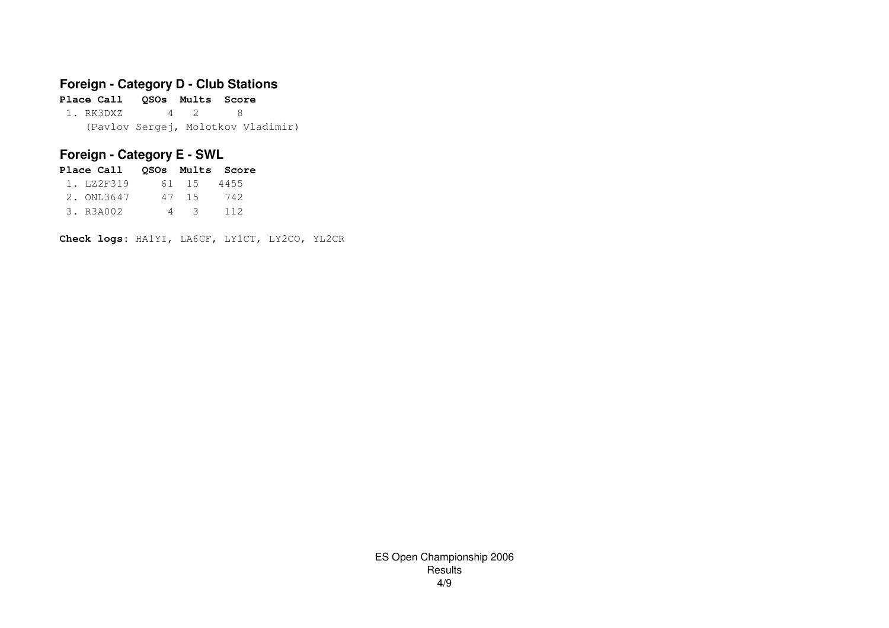## Foreign - Category D - Club Stations

| Place | Call | QSOs | Mults | Score |
|---|---|---|---|---|
| 1. | RK3DXZ | 4 | 2 | 8 |

(Pavlov Sergej, Molotkov Vladimir)

## Foreign - Category E - SWL

| Place | Call | QSOs | Mults | Score |
|---|---|---|---|---|
| 1. | LZ2F319 | 61 | 15 | 4455 |
| 2. | ONL3647 | 47 | 15 | 742 |
| 3. | R3A002 | 4 | 3 | 112 |

**Check logs:** HA1YI, LA6CF, LY1CT, LY2CO, YL2CR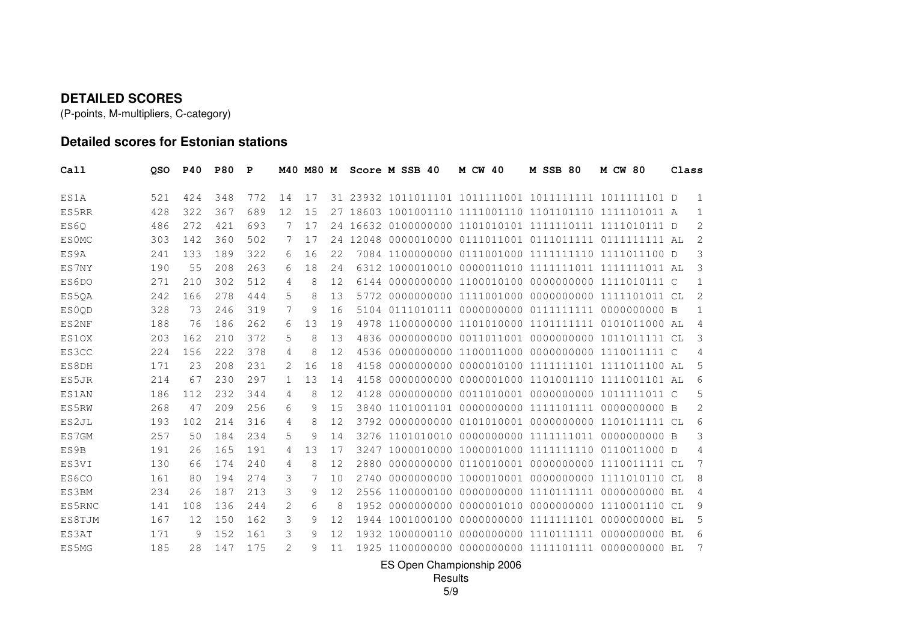## DETAILED SCORES

(P-points, M-multipliers, C-category)

### Detailed scores for Estonian stations

| Call | QSO | P40 | P80 | P | M40 | M80 | M | Score | M SSB 40 | M CW 40 | M SSB 80 | M CW 80 | Class | |
|---|---|---|---|---|---|---|---|---|---|---|---|---|---|---|
| ES1A | 521 | 424 | 348 | 772 | 14 | 17 | 31 | 23932 | 1011011101 | 1011111001 | 1011111111 | 1011111101 | D | 1 |
| ES5RR | 428 | 322 | 367 | 689 | 12 | 15 | 27 | 18603 | 1001001110 | 1111001110 | 1101101110 | 1111101011 | A | 1 |
| ES6Q | 486 | 272 | 421 | 693 | 7 | 17 | 24 | 16632 | 0100000000 | 1101010101 | 1111110111 | 1111010111 | D | 2 |
| ES0MC | 303 | 142 | 360 | 502 | 7 | 17 | 24 | 12048 | 0000010000 | 0111011001 | 0111011111 | 0111111111 | AL | 2 |
| ES9A | 241 | 133 | 189 | 322 | 6 | 16 | 22 | 7084 | 1100000000 | 0111001000 | 1111111110 | 1111011100 | D | 3 |
| ES7NY | 190 | 55 | 208 | 263 | 6 | 18 | 24 | 6312 | 1000010010 | 0000011010 | 1111111011 | 1111111011 | AL | 3 |
| ES6DO | 271 | 210 | 302 | 512 | 4 | 8 | 12 | 6144 | 0000000000 | 1100010100 | 0000000000 | 1111010111 | C | 1 |
| ES5QA | 242 | 166 | 278 | 444 | 5 | 8 | 13 | 5772 | 0000000000 | 1111001000 | 0000000000 | 1111101011 | CL | 2 |
| ES0QD | 328 | 73 | 246 | 319 | 7 | 9 | 16 | 5104 | 0111010111 | 0000000000 | 0111111111 | 0000000000 | B | 1 |
| ES2NF | 188 | 76 | 186 | 262 | 6 | 13 | 19 | 4978 | 1100000000 | 1101010000 | 1101111111 | 0101011000 | AL | 4 |
| ES1OX | 203 | 162 | 210 | 372 | 5 | 8 | 13 | 4836 | 0000000000 | 0011011001 | 0000000000 | 1011011111 | CL | 3 |
| ES3CC | 224 | 156 | 222 | 378 | 4 | 8 | 12 | 4536 | 0000000000 | 1100011000 | 0000000000 | 1110011111 | C | 4 |
| ES8DH | 171 | 23 | 208 | 231 | 2 | 16 | 18 | 4158 | 0000000000 | 0000010100 | 1111111101 | 1111011100 | AL | 5 |
| ES5JR | 214 | 67 | 230 | 297 | 1 | 13 | 14 | 4158 | 0000000000 | 0000001000 | 1101001110 | 1111001101 | AL | 6 |
| ES1AN | 186 | 112 | 232 | 344 | 4 | 8 | 12 | 4128 | 0000000000 | 0011010001 | 0000000000 | 1011111011 | C | 5 |
| ES5RW | 268 | 47 | 209 | 256 | 6 | 9 | 15 | 3840 | 1101001101 | 0000000000 | 1111101111 | 0000000000 | B | 2 |
| ES2JL | 193 | 102 | 214 | 316 | 4 | 8 | 12 | 3792 | 0000000000 | 0101010001 | 0000000000 | 1101011111 | CL | 6 |
| ES7GM | 257 | 50 | 184 | 234 | 5 | 9 | 14 | 3276 | 1101010010 | 0000000000 | 1111111011 | 0000000000 | B | 3 |
| ES9B | 191 | 26 | 165 | 191 | 4 | 13 | 17 | 3247 | 1000010000 | 1000001000 | 1111111110 | 0110011000 | D | 4 |
| ES3VI | 130 | 66 | 174 | 240 | 4 | 8 | 12 | 2880 | 0000000000 | 0110010001 | 0000000000 | 1110011111 | CL | 7 |
| ES6CO | 161 | 80 | 194 | 274 | 3 | 7 | 10 | 2740 | 0000000000 | 1000010001 | 0000000000 | 1111010110 | CL | 8 |
| ES3BM | 234 | 26 | 187 | 213 | 3 | 9 | 12 | 2556 | 1100000100 | 0000000000 | 1110111111 | 0000000000 | BL | 4 |
| ES5RNC | 141 | 108 | 136 | 244 | 2 | 6 | 8 | 1952 | 0000000000 | 0000001010 | 0000000000 | 1110001110 | CL | 9 |
| ES8TJM | 167 | 12 | 150 | 162 | 3 | 9 | 12 | 1944 | 1001000100 | 0000000000 | 1111111101 | 0000000000 | BL | 5 |
| ES3AT | 171 | 9 | 152 | 161 | 3 | 9 | 12 | 1932 | 1000000110 | 0000000000 | 1110111111 | 0000000000 | BL | 6 |
| ES5MG | 185 | 28 | 147 | 175 | 2 | 9 | 11 | 1925 | 1100000000 | 0000000000 | 1111101111 | 0000000000 | BL | 7 |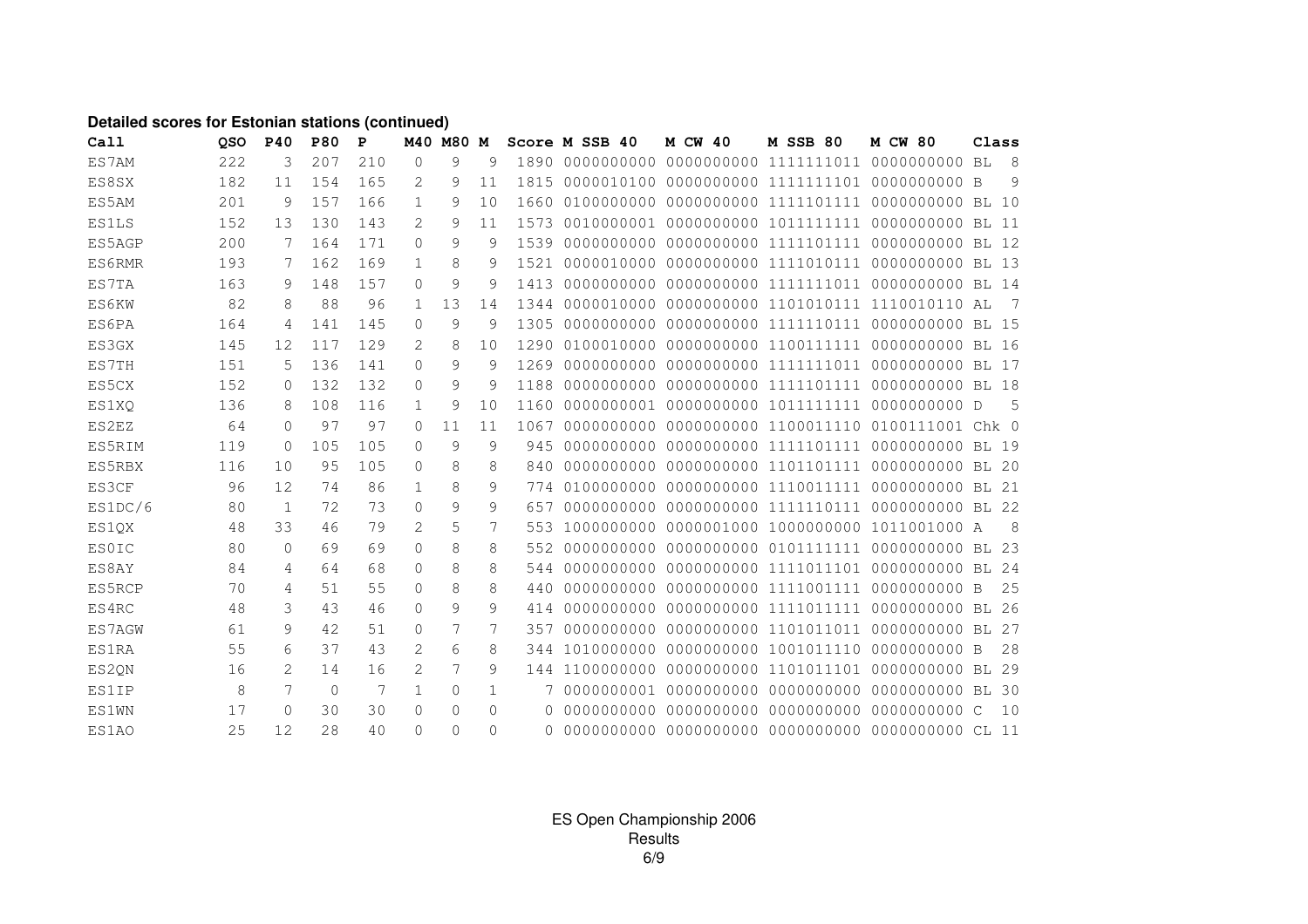**Detailed scores for Estonian stations (continued)**

| Call | QSO | P40 | P80 | P | M40 | M80 | M | Score | M SSB 40 | M CW 40 | M SSB 80 | M CW 80 | Class |
|---|---|---|---|---|---|---|---|---|---|---|---|---|---|
| ES7AM | 222 | 3 | 207 | 210 | 0 | 9 | 9 | 1890 | 0000000000 | 0000000000 | 1111111011 | 0000000000 | BL 8 |
| ES8SX | 182 | 11 | 154 | 165 | 2 | 9 | 11 | 1815 | 0000010100 | 0000000000 | 1111111101 | 0000000000 | B 9 |
| ES5AM | 201 | 9 | 157 | 166 | 1 | 9 | 10 | 1660 | 0100000000 | 0000000000 | 1111101111 | 0000000000 | BL 10 |
| ES1LS | 152 | 13 | 130 | 143 | 2 | 9 | 11 | 1573 | 0010000001 | 0000000000 | 1011111111 | 0000000000 | BL 11 |
| ES5AGP | 200 | 7 | 164 | 171 | 0 | 9 | 9 | 1539 | 0000000000 | 0000000000 | 1111101111 | 0000000000 | BL 12 |
| ES6RMR | 193 | 7 | 162 | 169 | 1 | 8 | 9 | 1521 | 0000010000 | 0000000000 | 1111010111 | 0000000000 | BL 13 |
| ES7TA | 163 | 9 | 148 | 157 | 0 | 9 | 9 | 1413 | 0000000000 | 0000000000 | 1111111011 | 0000000000 | BL 14 |
| ES6KW | 82 | 8 | 88 | 96 | 1 | 13 | 14 | 1344 | 0000010000 | 0000000000 | 1101010111 | 1110010110 | AL 7 |
| ES6PA | 164 | 4 | 141 | 145 | 0 | 9 | 9 | 1305 | 0000000000 | 0000000000 | 1111110111 | 0000000000 | BL 15 |
| ES3GX | 145 | 12 | 117 | 129 | 2 | 8 | 10 | 1290 | 0100010000 | 0000000000 | 1100111111 | 0000000000 | BL 16 |
| ES7TH | 151 | 5 | 136 | 141 | 0 | 9 | 9 | 1269 | 0000000000 | 0000000000 | 1111111011 | 0000000000 | BL 17 |
| ES5CX | 152 | 0 | 132 | 132 | 0 | 9 | 9 | 1188 | 0000000000 | 0000000000 | 1111101111 | 0000000000 | BL 18 |
| ES1XQ | 136 | 8 | 108 | 116 | 1 | 9 | 10 | 1160 | 0000000001 | 0000000000 | 1011111111 | 0000000000 | D 5 |
| ES2EZ | 64 | 0 | 97 | 97 | 0 | 11 | 11 | 1067 | 0000000000 | 0000000000 | 1100011110 | 0100111001 | Chk 0 |
| ES5RIM | 119 | 0 | 105 | 105 | 0 | 9 | 9 | 945 | 0000000000 | 0000000000 | 1111101111 | 0000000000 | BL 19 |
| ES5RBX | 116 | 10 | 95 | 105 | 0 | 8 | 8 | 840 | 0000000000 | 0000000000 | 1101101111 | 0000000000 | BL 20 |
| ES3CF | 96 | 12 | 74 | 86 | 1 | 8 | 9 | 774 | 0100000000 | 0000000000 | 1110011111 | 0000000000 | BL 21 |
| ES1DC/6 | 80 | 1 | 72 | 73 | 0 | 9 | 9 | 657 | 0000000000 | 0000000000 | 1111110111 | 0000000000 | BL 22 |
| ES1QX | 48 | 33 | 46 | 79 | 2 | 5 | 7 | 553 | 1000000000 | 0000001000 | 1000000000 | 1011001000 | A 8 |
| ES0IC | 80 | 0 | 69 | 69 | 0 | 8 | 8 | 552 | 0000000000 | 0000000000 | 0101111111 | 0000000000 | BL 23 |
| ES8AY | 84 | 4 | 64 | 68 | 0 | 8 | 8 | 544 | 0000000000 | 0000000000 | 1111011101 | 0000000000 | BL 24 |
| ES5RCP | 70 | 4 | 51 | 55 | 0 | 8 | 8 | 440 | 0000000000 | 0000000000 | 1111001111 | 0000000000 | B 25 |
| ES4RC | 48 | 3 | 43 | 46 | 0 | 9 | 9 | 414 | 0000000000 | 0000000000 | 1111011111 | 0000000000 | BL 26 |
| ES7AGW | 61 | 9 | 42 | 51 | 0 | 7 | 7 | 357 | 0000000000 | 0000000000 | 1101011011 | 0000000000 | BL 27 |
| ES1RA | 55 | 6 | 37 | 43 | 2 | 6 | 8 | 344 | 1010000000 | 0000000000 | 1001011110 | 0000000000 | B 28 |
| ES2QN | 16 | 2 | 14 | 16 | 2 | 7 | 9 | 144 | 1100000000 | 0000000000 | 1101011101 | 0000000000 | BL 29 |
| ES1IP | 8 | 7 | 0 | 7 | 1 | 0 | 1 | 7 | 0000000001 | 0000000000 | 0000000000 | 0000000000 | BL 30 |
| ES1WN | 17 | 0 | 30 | 30 | 0 | 0 | 0 | 0 | 0000000000 | 0000000000 | 0000000000 | 0000000000 | C 10 |
| ES1AO | 25 | 12 | 28 | 40 | 0 | 0 | 0 | 0 | 0000000000 | 0000000000 | 0000000000 | 0000000000 | CL 11 |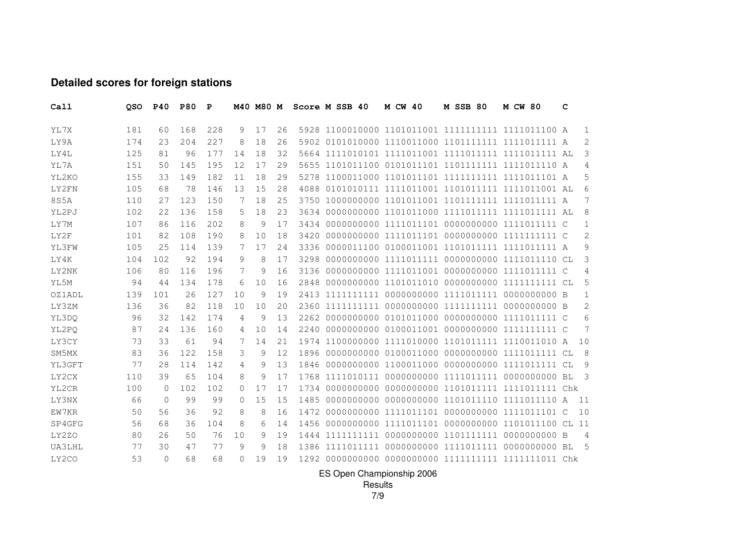**Detailed scores for foreign stations**

| Call | QSO | P40 | P80 | P | M40 | M80 | M | Score | M SSB 40 | M CW 40 | M SSB 80 | M CW 80 | C | |
|---|---|---|---|---|---|---|---|---|---|---|---|---|---|---|
| YL7X | 181 | 60 | 168 | 228 | 9 | 17 | 26 | 5928 | 1100010000 | 1101011001 | 1111111111 | 1111011100 | A | 1 |
| LY9A | 174 | 23 | 204 | 227 | 8 | 18 | 26 | 5902 | 0101010000 | 1110011000 | 1101111111 | 1111011111 | A | 2 |
| LY4L | 125 | 81 | 96 | 177 | 14 | 18 | 32 | 5664 | 1111010101 | 1111011001 | 1111011111 | 1111011111 | AL | 3 |
| YL7A | 151 | 50 | 145 | 195 | 12 | 17 | 29 | 5655 | 1101011100 | 0101011101 | 1101111111 | 1111011110 | A | 4 |
| YL2KO | 155 | 33 | 149 | 182 | 11 | 18 | 29 | 5278 | 1100011000 | 1101011101 | 1111111111 | 1111011101 | A | 5 |
| LY2FN | 105 | 68 | 78 | 146 | 13 | 15 | 28 | 4088 | 0101010111 | 1111011001 | 1101011111 | 1111011001 | AL | 6 |
| 8S5A | 110 | 27 | 123 | 150 | 7 | 18 | 25 | 3750 | 1000000000 | 1101011001 | 1101111111 | 1111011111 | A | 7 |
| YL2PJ | 102 | 22 | 136 | 158 | 5 | 18 | 23 | 3634 | 0000000000 | 1101011000 | 1111011111 | 1111011111 | AL | 8 |
| LY7M | 107 | 86 | 116 | 202 | 8 | 9 | 17 | 3434 | 0000000000 | 1111011101 | 0000000000 | 1111011111 | C | 1 |
| LY2F | 101 | 82 | 108 | 190 | 8 | 10 | 18 | 3420 | 0000000000 | 1111011101 | 0000000000 | 1111111111 | C | 2 |
| YL3FW | 105 | 25 | 114 | 139 | 7 | 17 | 24 | 3336 | 0000011100 | 0100011001 | 1101011111 | 1111011111 | A | 9 |
| LY4K | 104 | 102 | 92 | 194 | 9 | 8 | 17 | 3298 | 0000000000 | 1111011111 | 0000000000 | 1111011110 | CL | 3 |
| LY2NK | 106 | 80 | 116 | 196 | 7 | 9 | 16 | 3136 | 0000000000 | 1111011001 | 0000000000 | 1111011111 | C | 4 |
| YL5M | 94 | 44 | 134 | 178 | 6 | 10 | 16 | 2848 | 0000000000 | 1101011010 | 0000000000 | 1111111111 | CL | 5 |
| OZ1ADL | 139 | 101 | 26 | 127 | 10 | 9 | 19 | 2413 | 1111111111 | 0000000000 | 1111011111 | 0000000000 | B | 1 |
| LY3ZM | 136 | 36 | 82 | 118 | 10 | 10 | 20 | 2360 | 1111111111 | 0000000000 | 1111111111 | 0000000000 | B | 2 |
| YL3DQ | 96 | 32 | 142 | 174 | 4 | 9 | 13 | 2262 | 0000000000 | 0101011000 | 0000000000 | 1111011111 | C | 6 |
| YL2PQ | 87 | 24 | 136 | 160 | 4 | 10 | 14 | 2240 | 0000000000 | 0100011001 | 0000000000 | 1111111111 | C | 7 |
| LY3CY | 73 | 33 | 61 | 94 | 7 | 14 | 21 | 1974 | 1100000000 | 1111010000 | 1101011111 | 1110011010 | A | 10 |
| SM5MX | 83 | 36 | 122 | 158 | 3 | 9 | 12 | 1896 | 0000000000 | 0100011000 | 0000000000 | 1111011111 | CL | 8 |
| YL3GFT | 77 | 28 | 114 | 142 | 4 | 9 | 13 | 1846 | 0000000000 | 1100011000 | 0000000000 | 1111011111 | CL | 9 |
| LY2CX | 110 | 39 | 65 | 104 | 8 | 9 | 17 | 1768 | 1111010111 | 0000000000 | 1111011111 | 0000000000 | BL | 3 |
| YL2CR | 100 | 0 | 102 | 102 | 0 | 17 | 17 | 1734 | 0000000000 | 0000000000 | 1101011111 | 1111011111 | Chk | |
| LY3NX | 66 | 0 | 99 | 99 | 0 | 15 | 15 | 1485 | 0000000000 | 0000000000 | 1101011110 | 1111011110 | A | 11 |
| EW7KR | 50 | 56 | 36 | 92 | 8 | 8 | 16 | 1472 | 0000000000 | 1111011101 | 0000000000 | 1111011101 | C | 10 |
| SP4GFG | 56 | 68 | 36 | 104 | 8 | 6 | 14 | 1456 | 0000000000 | 1111011101 | 0000000000 | 1101011100 | CL | 11 |
| LY2ZO | 80 | 26 | 50 | 76 | 10 | 9 | 19 | 1444 | 1111111111 | 0000000000 | 1101111111 | 0000000000 | B | 4 |
| UA3LHL | 77 | 30 | 47 | 77 | 9 | 9 | 18 | 1386 | 1111011111 | 0000000000 | 1111011111 | 0000000000 | BL | 5 |
| LY2CO | 53 | 0 | 68 | 68 | 0 | 19 | 19 | 1292 | 0000000000 | 0000000000 | 1111111111 | 1111111011 | Chk | |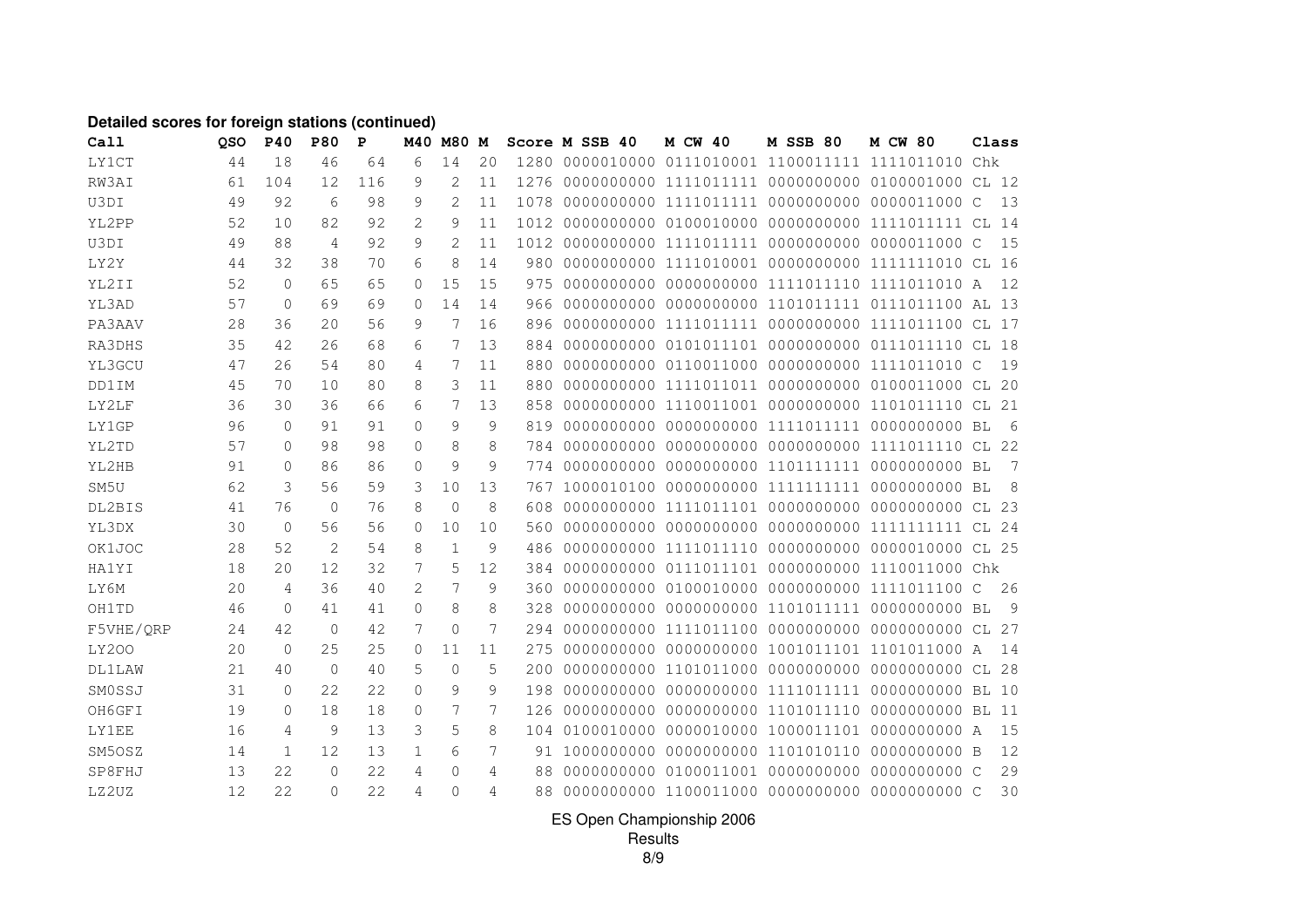**Detailed scores for foreign stations (continued)**

| Call | QSO | P40 | P80 | P | M40 | M80 | M | Score | M SSB 40 | M CW 40 | M SSB 80 | M CW 80 | Class |
|---|---|---|---|---|---|---|---|---|---|---|---|---|---|
| LY1CT | 44 | 18 | 46 | 64 | 6 | 14 | 20 | 1280 | 0000010000 | 0111010001 | 1100011111 | 1111011010 | Chk |
| RW3AI | 61 | 104 | 12 | 116 | 9 | 2 | 11 | 1276 | 0000000000 | 1111011111 | 0000000000 | 0100001000 | CL 12 |
| U3DI | 49 | 92 | 6 | 98 | 9 | 2 | 11 | 1078 | 0000000000 | 1111011111 | 0000000000 | 0000011000 | C 13 |
| YL2PP | 52 | 10 | 82 | 92 | 2 | 9 | 11 | 1012 | 0000000000 | 0100010000 | 0000000000 | 1111011111 | CL 14 |
| U3DI | 49 | 88 | 4 | 92 | 9 | 2 | 11 | 1012 | 0000000000 | 1111011111 | 0000000000 | 0000011000 | C 15 |
| LY2Y | 44 | 32 | 38 | 70 | 6 | 8 | 14 | 980 | 0000000000 | 1111010001 | 0000000000 | 1111111010 | CL 16 |
| YL2II | 52 | 0 | 65 | 65 | 0 | 15 | 15 | 975 | 0000000000 | 0000000000 | 1111011110 | 1111011010 | A 12 |
| YL3AD | 57 | 0 | 69 | 69 | 0 | 14 | 14 | 966 | 0000000000 | 0000000000 | 1101011111 | 0111011100 | AL 13 |
| PA3AAV | 28 | 36 | 20 | 56 | 9 | 7 | 16 | 896 | 0000000000 | 1111011111 | 0000000000 | 1111011100 | CL 17 |
| RA3DHS | 35 | 42 | 26 | 68 | 6 | 7 | 13 | 884 | 0000000000 | 0101011101 | 0000000000 | 0111011110 | CL 18 |
| YL3GCU | 47 | 26 | 54 | 80 | 4 | 7 | 11 | 880 | 0000000000 | 0110011000 | 0000000000 | 1111011010 | C 19 |
| DD1IM | 45 | 70 | 10 | 80 | 8 | 3 | 11 | 880 | 0000000000 | 1111011011 | 0000000000 | 0100011000 | CL 20 |
| LY2LF | 36 | 30 | 36 | 66 | 6 | 7 | 13 | 858 | 0000000000 | 1110011001 | 0000000000 | 1101011110 | CL 21 |
| LY1GP | 96 | 0 | 91 | 91 | 0 | 9 | 9 | 819 | 0000000000 | 0000000000 | 1111011111 | 0000000000 | BL 6 |
| YL2TD | 57 | 0 | 98 | 98 | 0 | 8 | 8 | 784 | 0000000000 | 0000000000 | 0000000000 | 1111011110 | CL 22 |
| YL2HB | 91 | 0 | 86 | 86 | 0 | 9 | 9 | 774 | 0000000000 | 0000000000 | 1101111111 | 0000000000 | BL 7 |
| SM5U | 62 | 3 | 56 | 59 | 3 | 10 | 13 | 767 | 1000010100 | 0000000000 | 1111111111 | 0000000000 | BL 8 |
| DL2BIS | 41 | 76 | 0 | 76 | 8 | 0 | 8 | 608 | 0000000000 | 1111011101 | 0000000000 | 0000000000 | CL 23 |
| YL3DX | 30 | 0 | 56 | 56 | 0 | 10 | 10 | 560 | 0000000000 | 0000000000 | 0000000000 | 1111111111 | CL 24 |
| OK1JOC | 28 | 52 | 2 | 54 | 8 | 1 | 9 | 486 | 0000000000 | 1111011110 | 0000000000 | 0000010000 | CL 25 |
| HA1YI | 18 | 20 | 12 | 32 | 7 | 5 | 12 | 384 | 0000000000 | 0111011101 | 0000000000 | 1110011000 | Chk |
| LY6M | 20 | 4 | 36 | 40 | 2 | 7 | 9 | 360 | 0000000000 | 0100010000 | 0000000000 | 1111011100 | C 26 |
| OH1TD | 46 | 0 | 41 | 41 | 0 | 8 | 8 | 328 | 0000000000 | 0000000000 | 1101011111 | 0000000000 | BL 9 |
| F5VHE/QRP | 24 | 42 | 0 | 42 | 7 | 0 | 7 | 294 | 0000000000 | 1111011100 | 0000000000 | 0000000000 | CL 27 |
| LY2OO | 20 | 0 | 25 | 25 | 0 | 11 | 11 | 275 | 0000000000 | 0000000000 | 1001011101 | 1101011000 | A 14 |
| DL1LAW | 21 | 40 | 0 | 40 | 5 | 0 | 5 | 200 | 0000000000 | 1101011000 | 0000000000 | 0000000000 | CL 28 |
| SM0SSJ | 31 | 0 | 22 | 22 | 0 | 9 | 9 | 198 | 0000000000 | 0000000000 | 1111011111 | 0000000000 | BL 10 |
| OH6GFI | 19 | 0 | 18 | 18 | 0 | 7 | 7 | 126 | 0000000000 | 0000000000 | 1101011110 | 0000000000 | BL 11 |
| LY1EE | 16 | 4 | 9 | 13 | 3 | 5 | 8 | 104 | 0100010000 | 0000010000 | 1000011101 | 0000000000 | A 15 |
| SM5OSZ | 14 | 1 | 12 | 13 | 1 | 6 | 7 | 91 | 1000000000 | 0000000000 | 1101010110 | 0000000000 | B 12 |
| SP8FHJ | 13 | 22 | 0 | 22 | 4 | 0 | 4 | 88 | 0000000000 | 0100011001 | 0000000000 | 0000000000 | C 29 |
| LZ2UZ | 12 | 22 | 0 | 22 | 4 | 0 | 4 | 88 | 0000000000 | 1100011000 | 0000000000 | 0000000000 | C 30 |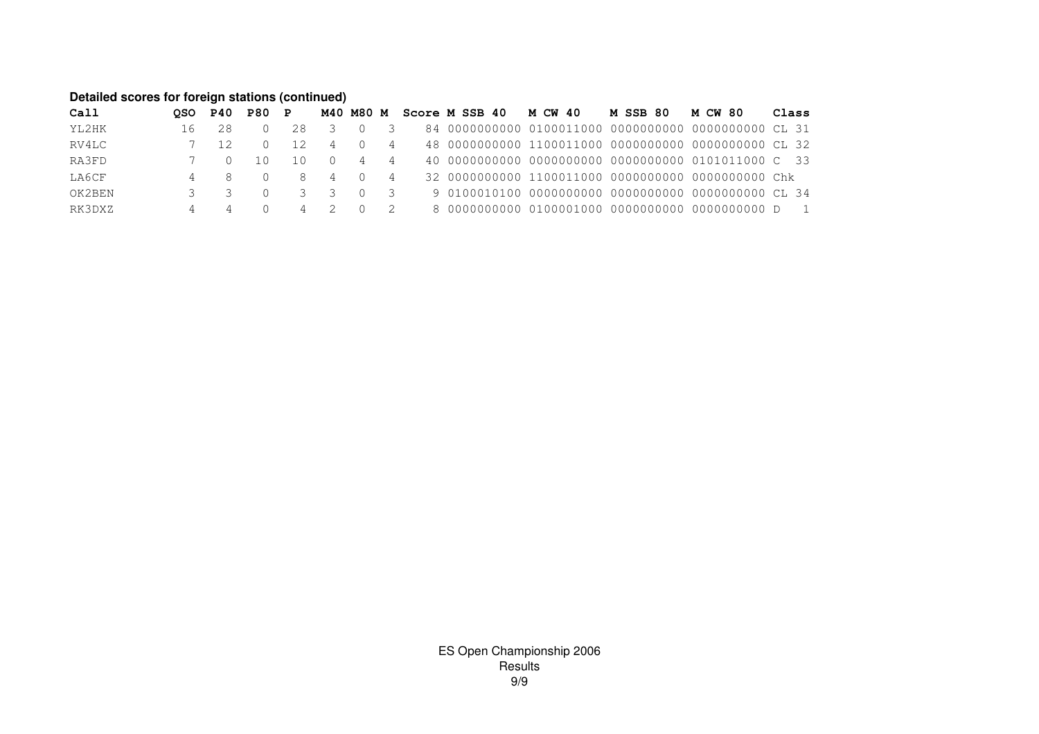**Detailed scores for foreign stations (continued)**

| Call | QSO | P40 | P80 | P | M40 | M80 | M | Score | M SSB 40 | M CW 40 | M SSB 80 | M CW 80 | Class |
|---|---|---|---|---|---|---|---|---|---|---|---|---|---|
| YL2HK | 16 | 28 | 0 | 28 | 3 | 0 | 3 | 84 | 0000000000 | 0100011000 | 0000000000 | 0000000000 | CL 31 |
| RV4LC | 7 | 12 | 0 | 12 | 4 | 0 | 4 | 48 | 0000000000 | 1100011000 | 0000000000 | 0000000000 | CL 32 |
| RA3FD | 7 | 0 | 10 | 10 | 0 | 4 | 4 | 40 | 0000000000 | 0000000000 | 0000000000 | 0101011000 | C 33 |
| LA6CF | 4 | 8 | 0 | 8 | 4 | 0 | 4 | 32 | 0000000000 | 1100011000 | 0000000000 | 0000000000 | Chk |
| OK2BEN | 3 | 3 | 0 | 3 | 3 | 0 | 3 | 9 | 0100010100 | 0000000000 | 0000000000 | 0000000000 | CL 34 |
| RK3DXZ | 4 | 4 | 0 | 4 | 2 | 0 | 2 | 8 | 0000000000 | 0100001000 | 0000000000 | 0000000000 | D 1 |